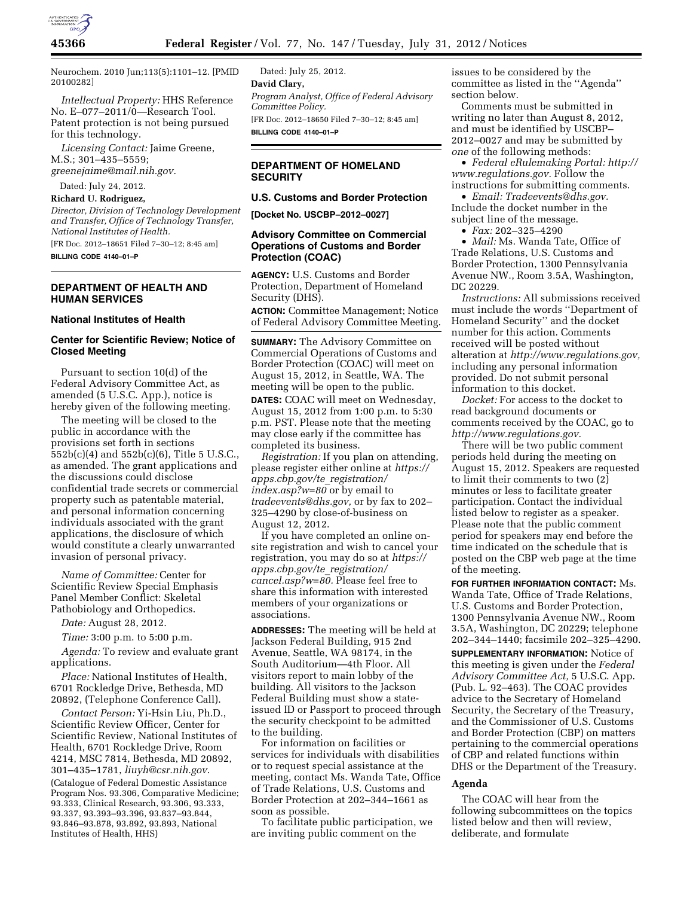Neurochem. 2010 Jun;113(5):1101–12. [PMID 20100282]

*Intellectual Property:* HHS Reference No. E–077–2011/0—Research Tool. Patent protection is not being pursued for this technology.

*Licensing Contact:* Jaime Greene, M.S.; 301–435–5559; *greenejaime@mail.nih.gov.*

Dated: July 24, 2012.

**Richard U. Rodriguez,**

*Director, Division of Technology Development and Transfer, Office of Technology Transfer, National Institutes of Health.*

[FR Doc. 2012–18651 Filed 7–30–12; 8:45 am]

**BILLING CODE 4140–01–P**

---

## DEPARTMENT OF HEALTH AND HUMAN SERVICES

### National Institutes of Health

### Center for Scientific Review; Notice of Closed Meeting

Pursuant to section 10(d) of the Federal Advisory Committee Act, as amended (5 U.S.C. App.), notice is hereby given of the following meeting.

The meeting will be closed to the public in accordance with the provisions set forth in sections 552b(c)(4) and 552b(c)(6), Title 5 U.S.C., as amended. The grant applications and the discussions could disclose confidential trade secrets or commercial property such as patentable material, and personal information concerning individuals associated with the grant applications, the disclosure of which would constitute a clearly unwarranted invasion of personal privacy.

*Name of Committee:* Center for Scientific Review Special Emphasis Panel Member Conflict: Skeletal Pathobiology and Orthopedics.

*Date:* August 28, 2012.

*Time:* 3:00 p.m. to 5:00 p.m.

*Agenda:* To review and evaluate grant applications.

*Place:* National Institutes of Health, 6701 Rockledge Drive, Bethesda, MD 20892, (Telephone Conference Call).

*Contact Person:* Yi-Hsin Liu, Ph.D., Scientific Review Officer, Center for Scientific Review, National Institutes of Health, 6701 Rockledge Drive, Room 4214, MSC 7814, Bethesda, MD 20892, 301–435–1781, *liuyh@csr.nih.gov.*

(Catalogue of Federal Domestic Assistance Program Nos. 93.306, Comparative Medicine; 93.333, Clinical Research, 93.306, 93.333, 93.337, 93.393–93.396, 93.837–93.844, 93.846–93.878, 93.892, 93.893, National Institutes of Health, HHS)

Dated: July 25, 2012.

**David Clary,**

*Program Analyst, Office of Federal Advisory Committee Policy.*

[FR Doc. 2012–18650 Filed 7–30–12; 8:45 am]

**BILLING CODE 4140–01–P**

---

## DEPARTMENT OF HOMELAND SECURITY

### U.S. Customs and Border Protection

**[Docket No. USCBP–2012–0027]**

### Advisory Committee on Commercial Operations of Customs and Border Protection (COAC)

**AGENCY:** U.S. Customs and Border Protection, Department of Homeland Security (DHS).

**ACTION:** Committee Management; Notice of Federal Advisory Committee Meeting.

**SUMMARY:** The Advisory Committee on Commercial Operations of Customs and Border Protection (COAC) will meet on August 15, 2012, in Seattle, WA. The meeting will be open to the public.

**DATES:** COAC will meet on Wednesday, August 15, 2012 from 1:00 p.m. to 5:30 p.m. PST. Please note that the meeting may close early if the committee has completed its business.

*Registration:* If you plan on attending, please register either online at *https://apps.cbp.gov/te_registration/index.asp?w=80* or by email to *tradeevents@dhs.gov,* or by fax to 202–325–4290 by close-of-business on August 12, 2012.

If you have completed an online on-site registration and wish to cancel your registration, you may do so at *https://apps.cbp.gov/te_registration/cancel.asp?w=80.* Please feel free to share this information with interested members of your organizations or associations.

**ADDRESSES:** The meeting will be held at Jackson Federal Building, 915 2nd Avenue, Seattle, WA 98174, in the South Auditorium—4th Floor. All visitors report to main lobby of the building. All visitors to the Jackson Federal Building must show a state-issued ID or Passport to proceed through the security checkpoint to be admitted to the building.

For information on facilities or services for individuals with disabilities or to request special assistance at the meeting, contact Ms. Wanda Tate, Office of Trade Relations, U.S. Customs and Border Protection at 202–344–1661 as soon as possible.

To facilitate public participation, we are inviting public comment on the issues to be considered by the committee as listed in the ''Agenda'' section below.

Comments must be submitted in writing no later than August 8, 2012, and must be identified by USCBP–2012–0027 and may be submitted by *one* of the following methods:

- *Federal eRulemaking Portal: http://www.regulations.gov.* Follow the instructions for submitting comments.
- *Email: Tradeevents@dhs.gov.* Include the docket number in the subject line of the message.
- *Fax:* 202–325–4290
- *Mail:* Ms. Wanda Tate, Office of Trade Relations, U.S. Customs and Border Protection, 1300 Pennsylvania Avenue NW., Room 3.5A, Washington, DC 20229.

*Instructions:* All submissions received must include the words ''Department of Homeland Security'' and the docket number for this action. Comments received will be posted without alteration at *http://www.regulations.gov,* including any personal information provided. Do not submit personal information to this docket.

*Docket:* For access to the docket to read background documents or comments received by the COAC, go to *http://www.regulations.gov.*

There will be two public comment periods held during the meeting on August 15, 2012. Speakers are requested to limit their comments to two (2) minutes or less to facilitate greater participation. Contact the individual listed below to register as a speaker. Please note that the public comment period for speakers may end before the time indicated on the schedule that is posted on the CBP web page at the time of the meeting.

**FOR FURTHER INFORMATION CONTACT:** Ms. Wanda Tate, Office of Trade Relations, U.S. Customs and Border Protection, 1300 Pennsylvania Avenue NW., Room 3.5A, Washington, DC 20229; telephone 202–344–1440; facsimile 202–325–4290.

**SUPPLEMENTARY INFORMATION:** Notice of this meeting is given under the *Federal Advisory Committee Act,* 5 U.S.C. App. (Pub. L. 92–463). The COAC provides advice to the Secretary of Homeland Security, the Secretary of the Treasury, and the Commissioner of U.S. Customs and Border Protection (CBP) on matters pertaining to the commercial operations of CBP and related functions within DHS or the Department of the Treasury.

#### Agenda

The COAC will hear from the following subcommittees on the topics listed below and then will review, deliberate, and formulate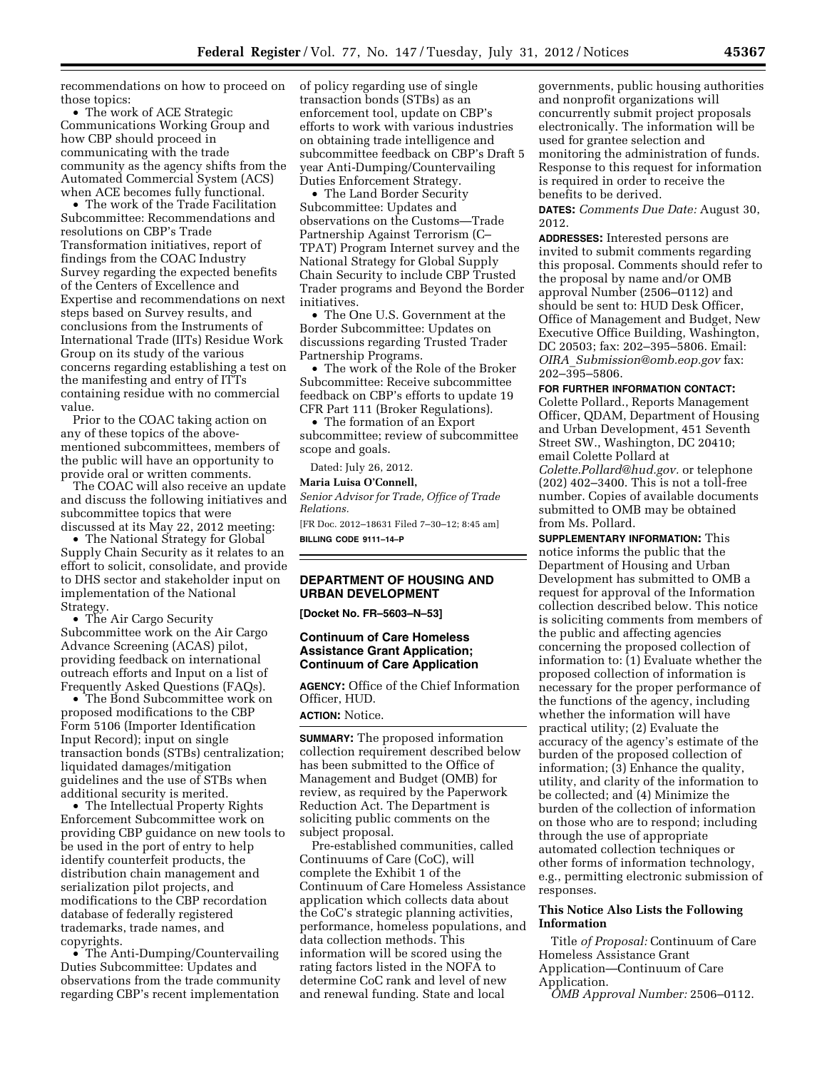recommendations on how to proceed on those topics:

- The work of ACE Strategic Communications Working Group and how CBP should proceed in communicating with the trade community as the agency shifts from the Automated Commercial System (ACS) when ACE becomes fully functional.
- The work of the Trade Facilitation Subcommittee: Recommendations and resolutions on CBP's Trade Transformation initiatives, report of findings from the COAC Industry Survey regarding the expected benefits of the Centers of Excellence and Expertise and recommendations on next steps based on Survey results, and conclusions from the Instruments of International Trade (IITs) Residue Work Group on its study of the various concerns regarding establishing a test on the manifesting and entry of ITTs containing residue with no commercial value.

Prior to the COAC taking action on any of these topics of the above-mentioned subcommittees, members of the public will have an opportunity to provide oral or written comments.

The COAC will also receive an update and discuss the following initiatives and subcommittee topics that were discussed at its May 22, 2012 meeting:

- The National Strategy for Global Supply Chain Security as it relates to an effort to solicit, consolidate, and provide to DHS sector and stakeholder input on implementation of the National Strategy.
- The Air Cargo Security Subcommittee work on the Air Cargo Advance Screening (ACAS) pilot, providing feedback on international outreach efforts and Input on a list of Frequently Asked Questions (FAQs).
- The Bond Subcommittee work on proposed modifications to the CBP Form 5106 (Importer Identification Input Record); input on single transaction bonds (STBs) centralization; liquidated damages/mitigation guidelines and the use of STBs when additional security is merited.
- The Intellectual Property Rights Enforcement Subcommittee work on providing CBP guidance on new tools to be used in the port of entry to help identify counterfeit products, the distribution chain management and serialization pilot projects, and modifications to the CBP recordation database of federally registered trademarks, trade names, and copyrights.
- The Anti-Dumping/Countervailing Duties Subcommittee: Updates and observations from the trade community regarding CBP's recent implementation of policy regarding use of single transaction bonds (STBs) as an enforcement tool, update on CBP's efforts to work with various industries on obtaining trade intelligence and subcommittee feedback on CBP's Draft 5 year Anti-Dumping/Countervailing Duties Enforcement Strategy.
- The Land Border Security Subcommittee: Updates and observations on the Customs—Trade Partnership Against Terrorism (C–TPAT) Program Internet survey and the National Strategy for Global Supply Chain Security to include CBP Trusted Trader programs and Beyond the Border initiatives.
- The One U.S. Government at the Border Subcommittee: Updates on discussions regarding Trusted Trader Partnership Programs.
- The work of the Role of the Broker Subcommittee: Receive subcommittee feedback on CBP's efforts to update 19 CFR Part 111 (Broker Regulations).
- The formation of an Export subcommittee; review of subcommittee scope and goals.

Dated: July 26, 2012.

**Maria Luisa O'Connell,**

*Senior Advisor for Trade, Office of Trade Relations.*

[FR Doc. 2012–18631 Filed 7–30–12; 8:45 am]

**BILLING CODE 9111–14–P**

## DEPARTMENT OF HOUSING AND URBAN DEVELOPMENT

**[Docket No. FR–5603–N–53]**

### Continuum of Care Homeless Assistance Grant Application; Continuum of Care Application

**AGENCY:** Office of the Chief Information Officer, HUD.

**ACTION:** Notice.

**SUMMARY:** The proposed information collection requirement described below has been submitted to the Office of Management and Budget (OMB) for review, as required by the Paperwork Reduction Act. The Department is soliciting public comments on the subject proposal.

Pre-established communities, called Continuums of Care (CoC), will complete the Exhibit 1 of the Continuum of Care Homeless Assistance application which collects data about the CoC's strategic planning activities, performance, homeless populations, and data collection methods. This information will be scored using the rating factors listed in the NOFA to determine CoC rank and level of new and renewal funding. State and local governments, public housing authorities and nonprofit organizations will concurrently submit project proposals electronically. The information will be used for grantee selection and monitoring the administration of funds. Response to this request for information is required in order to receive the benefits to be derived.

**DATES:** *Comments Due Date:* August 30, 2012.

**ADDRESSES:** Interested persons are invited to submit comments regarding this proposal. Comments should refer to the proposal by name and/or OMB approval Number (2506–0112) and should be sent to: HUD Desk Officer, Office of Management and Budget, New Executive Office Building, Washington, DC 20503; fax: 202–395–5806. Email: *OIRA_Submission@omb.eop.gov* fax: 202–395–5806.

**FOR FURTHER INFORMATION CONTACT:** Colette Pollard., Reports Management Officer, QDAM, Department of Housing and Urban Development, 451 Seventh Street SW., Washington, DC 20410; email Colette Pollard at *Colette.Pollard@hud.gov.* or telephone (202) 402–3400. This is not a toll-free number. Copies of available documents submitted to OMB may be obtained from Ms. Pollard.

**SUPPLEMENTARY INFORMATION:** This notice informs the public that the Department of Housing and Urban Development has submitted to OMB a request for approval of the Information collection described below. This notice is soliciting comments from members of the public and affecting agencies concerning the proposed collection of information to: (1) Evaluate whether the proposed collection of information is necessary for the proper performance of the functions of the agency, including whether the information will have practical utility; (2) Evaluate the accuracy of the agency's estimate of the burden of the proposed collection of information; (3) Enhance the quality, utility, and clarity of the information to be collected; and (4) Minimize the burden of the collection of information on those who are to respond; including through the use of appropriate automated collection techniques or other forms of information technology, e.g., permitting electronic submission of responses.

#### This Notice Also Lists the Following Information

Title *of Proposal:* Continuum of Care Homeless Assistance Grant Application—Continuum of Care Application.

*OMB Approval Number:* 2506–0112.